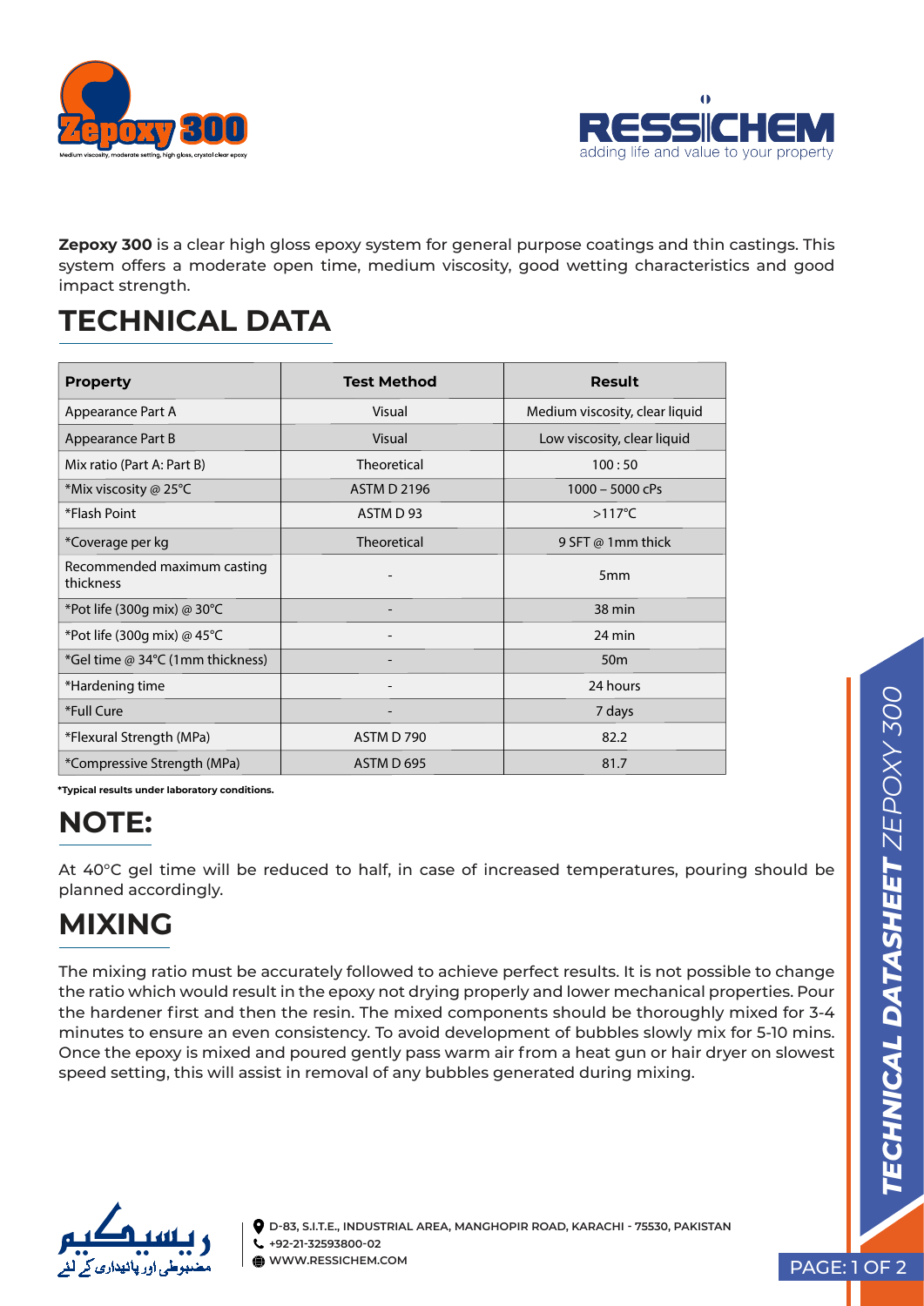**Zepoxy 300** is a clear high gloss epoxy system for general purpose coatings and thin castings. This system offers a moderate open time, medium viscosity, good wetting characteristics and good impact strength.

## TECHNICAL DATA

| Property | Test Method | Result |
|---|---|---|
| Appearance Part A | Visual | Medium viscosity, clear liquid |
| Appearance Part B | Visual | Low viscosity, clear liquid |
| Mix ratio (Part A: Part B) | Theoretical | 100 : 50 |
| *Mix viscosity @ 25°C | ASTM D 2196 | 1000 – 5000 cPs |
| *Flash Point | ASTM D 93 | >117°C |
| *Coverage per kg | Theoretical | 9 SFT @ 1mm thick |
| Recommended maximum casting thickness | - | 5mm |
| *Pot life (300g mix) @ 30°C | - | 38 min |
| *Pot life (300g mix) @ 45°C | - | 24 min |
| *Gel time @ 34°C (1mm thickness) | - | 50m |
| *Hardening time | - | 24 hours |
| *Full Cure | - | 7 days |
| *Flexural Strength (MPa) | ASTM D 790 | 82.2 |
| *Compressive Strength (MPa) | ASTM D 695 | 81.7 |

**\*Typical results under laboratory conditions.**

## NOTE:

At 40°C gel time will be reduced to half, in case of increased temperatures, pouring should be planned accordingly.

## MIXING

The mixing ratio must be accurately followed to achieve perfect results. It is not possible to change the ratio which would result in the epoxy not drying properly and lower mechanical properties. Pour the hardener first and then the resin. The mixed components should be thoroughly mixed for 3-4 minutes to ensure an even consistency. To avoid development of bubbles slowly mix for 5-10 mins. Once the epoxy is mixed and poured gently pass warm air from a heat gun or hair dryer on slowest speed setting, this will assist in removal of any bubbles generated during mixing.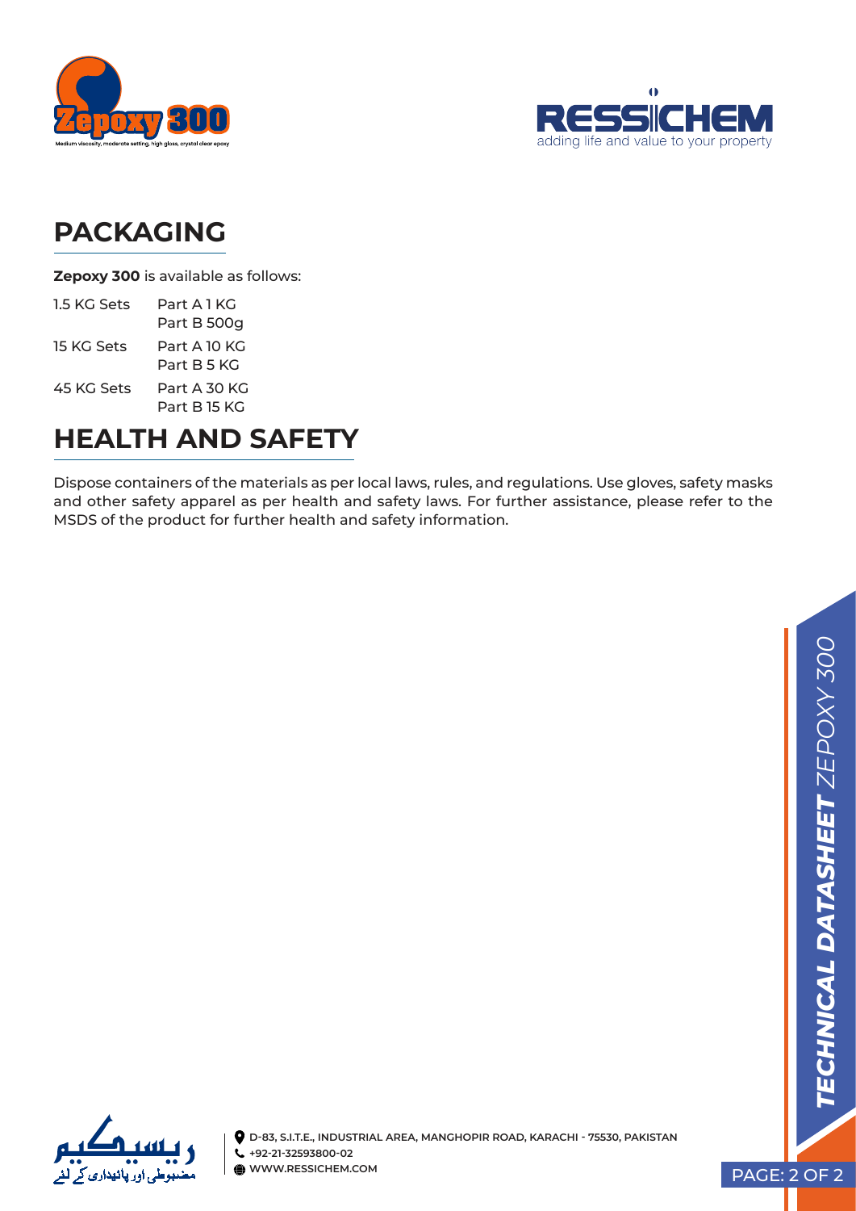## PACKAGING

**Zepoxy 300** is available as follows:

| | | |
|---|---|---|
| 1.5 KG Sets | Part A 1 KG | Part B 500g |
| 15 KG Sets | Part A 10 KG | Part B 5 KG |
| 45 KG Sets | Part A 30 KG | Part B 15 KG |

## HEALTH AND SAFETY

Dispose containers of the materials as per local laws, rules, and regulations. Use gloves, safety masks and other safety apparel as per health and safety laws. For further assistance, please refer to the MSDS of the product for further health and safety information.